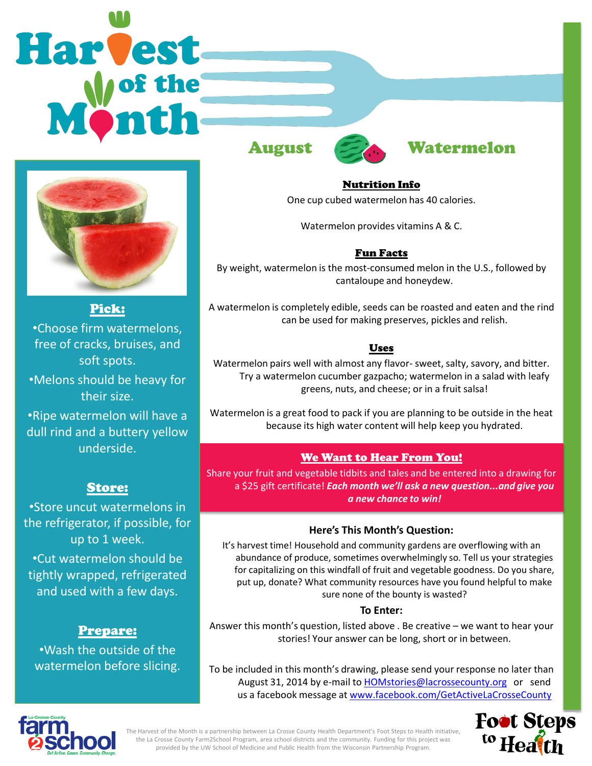# Harvest of the Month

## August — Watermelon

### Pick:

- Choose firm watermelons, free of cracks, bruises, and soft spots.
- Melons should be heavy for their size.
- Ripe watermelon will have a dull rind and a buttery yellow underside.

### Store:

- Store uncut watermelons in the refrigerator, if possible, for up to 1 week.
- Cut watermelon should be tightly wrapped, refrigerated and used with a few days.

### Prepare:

- Wash the outside of the watermelon before slicing.

### Nutrition Info

One cup cubed watermelon has 40 calories.

Watermelon provides vitamins A & C.

### Fun Facts

By weight, watermelon is the most-consumed melon in the U.S., followed by cantaloupe and honeydew.

A watermelon is completely edible, seeds can be roasted and eaten and the rind can be used for making preserves, pickles and relish.

### Uses

Watermelon pairs well with almost any flavor- sweet, salty, savory, and bitter. Try a watermelon cucumber gazpacho; watermelon in a salad with leafy greens, nuts, and cheese; or in a fruit salsa!

Watermelon is a great food to pack if you are planning to be outside in the heat because its high water content will help keep you hydrated.

### We Want to Hear From You!

Share your fruit and vegetable tidbits and tales and be entered into a drawing for a $25 gift certificate! ***Each month we'll ask a new question...and give you a new chance to win!***

**Here's This Month's Question:**

It's harvest time! Household and community gardens are overflowing with an abundance of produce, sometimes overwhelmingly so. Tell us your strategies for capitalizing on this windfall of fruit and vegetable goodness. Do you share, put up, donate? What community resources have you found helpful to make sure none of the bounty is wasted?

**To Enter:**

Answer this month's question, listed above . Be creative – we want to hear your stories! Your answer can be long, short or in between.

To be included in this month's drawing, please send your response no later than August 31, 2014 by e-mail to HOMstories@lacrossecounty.org or send us a facebook message at www.facebook.com/GetActiveLaCrosseCounty

La Crosse County farm2school — Get Active. Cause. Community. Change.

The Harvest of the Month is a partnership between La Crosse County Health Department's Foot Steps to Health initiative, the La Crosse County Farm2School Program, area school districts and the community. Funding for this project was provided by the UW School of Medicine and Public Health from the Wisconsin Partnership Program.

Foot Steps to Health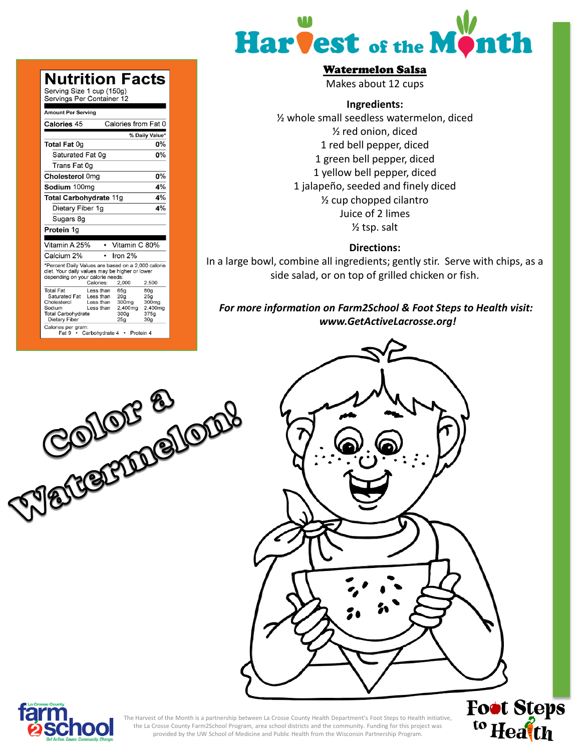# Harvest of the Month

## Nutrition Facts

Serving Size 1 cup (150g)
Servings Per Container 12

**Amount Per Serving**

| | |
|---|---|
| **Calories** 45 | Calories from Fat 0 |
| | **% Daily Value*** |
| **Total Fat** 0g | **0%** |
| Saturated Fat 0g | **0%** |
| Trans Fat 0g | |
| **Cholesterol** 0mg | **0%** |
| **Sodium** 100mg | **4%** |
| **Total Carbohydrate** 11g | **4%** |
| Dietary Fiber 1g | **4%** |
| Sugars 8g | |
| **Protein** 1g | |

| | |
|---|---|
| Vitamin A 25% | Vitamin C 80% |
| Calcium 2% | Iron 2% |

*Percent Daily Values are based on a 2,000 calorie diet. Your daily values may be higher or lower depending on your calorie needs:

| | | Calories: 2,000 | 2,500 |
|---|---|---|---|
| Total Fat | Less than | 65g | 80g |
| Saturated Fat | Less than | 20g | 25g |
| Cholesterol | Less than | 300mg | 300mg |
| Sodium | Less than | 2,400mg | 2,400mg |
| Total Carbohydrate | | 300g | 375g |
| Dietary Fiber | | 25g | 30g |

Calories per gram:
Fat 9 • Carbohydrate 4 • Protein 4

## Watermelon Salsa

Makes about 12 cups

**Ingredients:**

- ½ whole small seedless watermelon, diced
- ½ red onion, diced
- 1 red bell pepper, diced
- 1 green bell pepper, diced
- 1 yellow bell pepper, diced
- 1 jalapeño, seeded and finely diced
- ½ cup chopped cilantro
- Juice of 2 limes
- ½ tsp. salt

**Directions:**

In a large bowl, combine all ingredients; gently stir. Serve with chips, as a side salad, or on top of grilled chicken or fish.

***For more information on Farm2School & Foot Steps to Health visit: www.GetActiveLacrosse.org!***

## Color a Watermelon!

La Crosse County farm2school — Get Active. Cause. Community. Change.

The Harvest of the Month is a partnership between La Crosse County Health Department's Foot Steps to Health initiative, the La Crosse County Farm2School Program, area school districts and the community. Funding for this project was provided by the UW School of Medicine and Public Health from the Wisconsin Partnership Program.

Foot Steps to Health